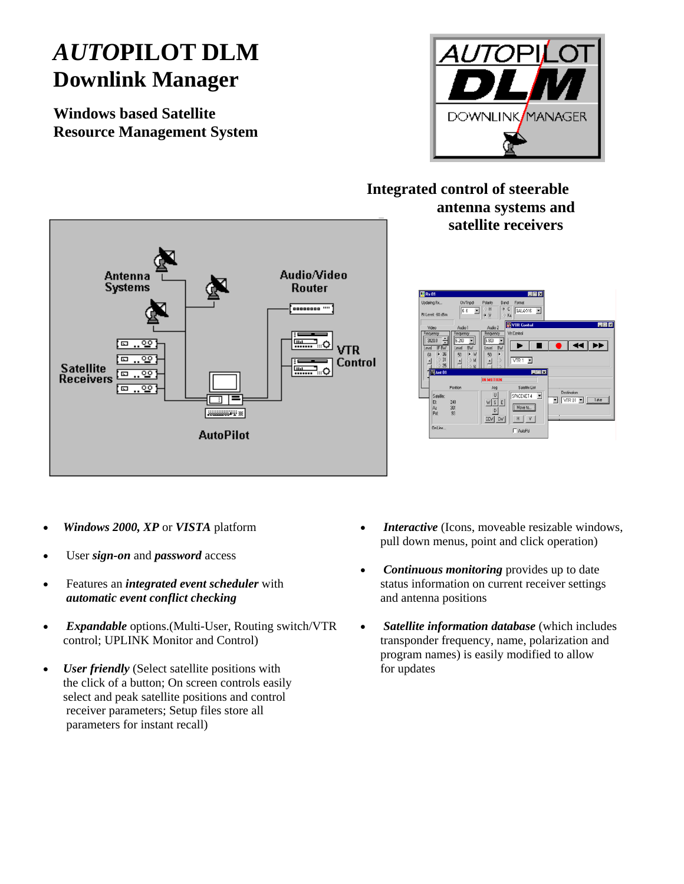# *AUTO*PILOT DLM
# Downlink Manager

### Windows based Satellite Resource Management System

### Integrated control of steerable antenna systems and satellite receivers

- ***Windows 2000, XP*** or ***VISTA*** platform
- User ***sign-on*** and ***password*** access
- Features an ***integrated event scheduler*** with ***automatic event conflict checking***
- ***Expandable*** options.(Multi-User, Routing switch/VTR control; UPLINK Monitor and Control)
- ***User friendly*** (Select satellite positions with the click of a button; On screen controls easily select and peak satellite positions and control receiver parameters; Setup files store all parameters for instant recall)
- ***Interactive*** (Icons, moveable resizable windows, pull down menus, point and click operation)
- ***Continuous monitoring*** provides up to date status information on current receiver settings and antenna positions
- ***Satellite information database*** (which includes transponder frequency, name, polarization and program names) is easily modified to allow for updates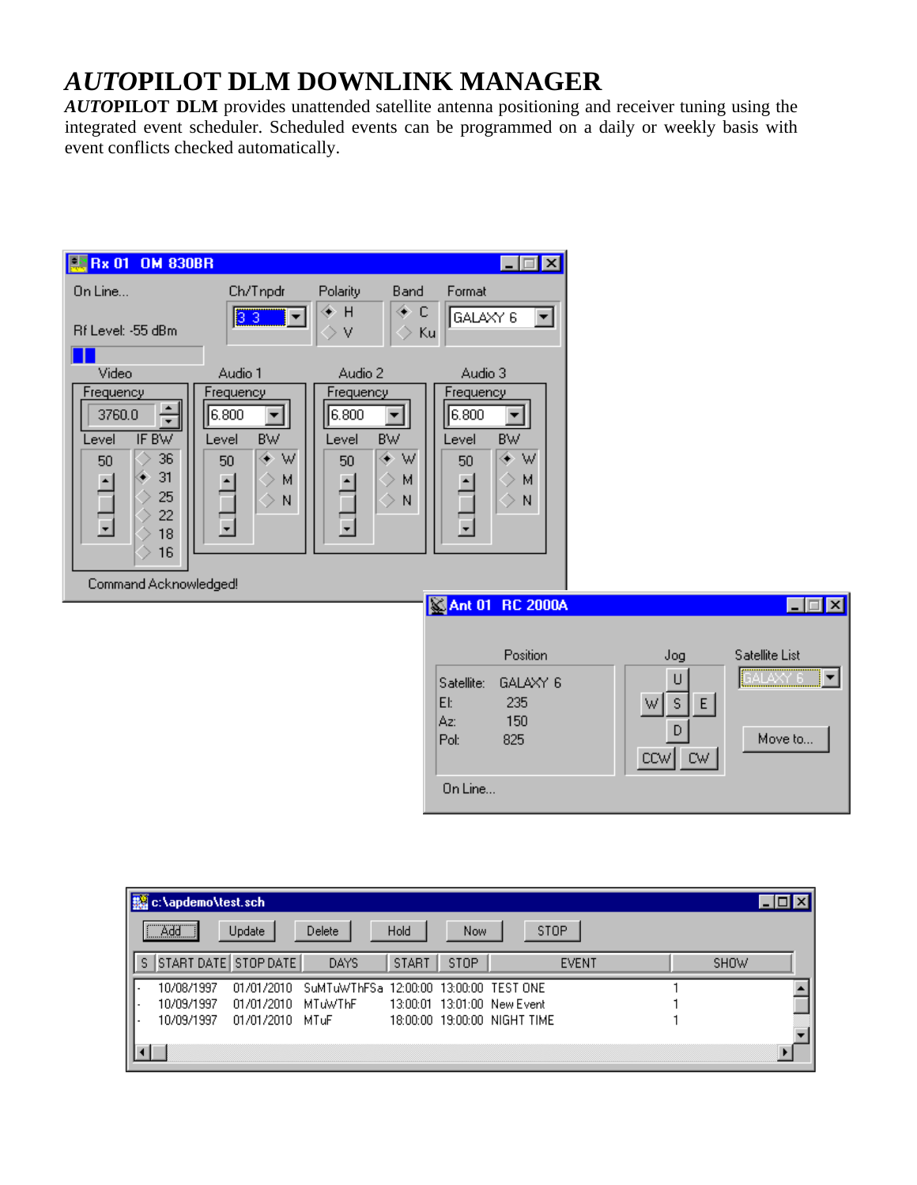# *AUTO*PILOT DLM DOWNLINK MANAGER

***AUTO*PILOT DLM** provides unattended satellite antenna positioning and receiver tuning using the integrated event scheduler. Scheduled events can be programmed on a daily or weekly basis with event conflicts checked automatically.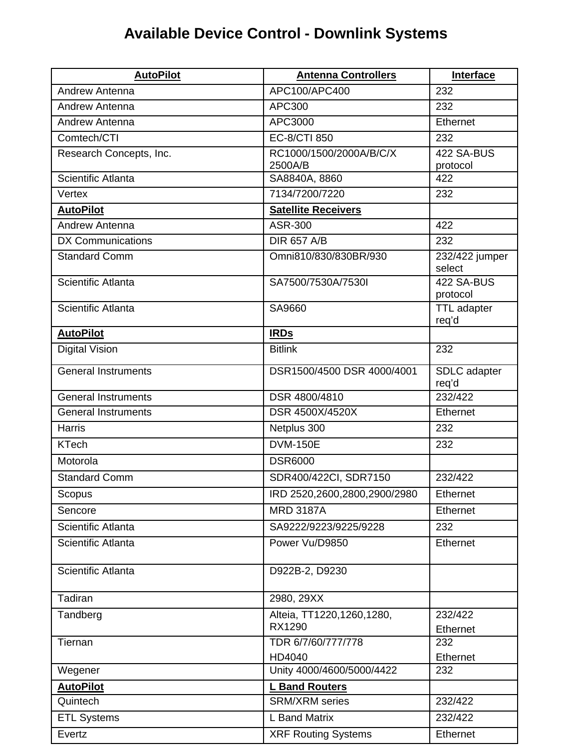# Available Device Control - Downlink Systems

| **AutoPilot** | **Antenna Controllers** | **Interface** |
|---|---|---|
| Andrew Antenna | APC100/APC400 | 232 |
| Andrew Antenna | APC300 | 232 |
| Andrew Antenna | APC3000 | Ethernet |
| Comtech/CTI | EC-8/CTI 850 | 232 |
| Research Concepts, Inc. | RC1000/1500/2000A/B/C/X 2500A/B | 422 SA-BUS protocol |
| Scientific Atlanta | SA8840A, 8860 | 422 |
| Vertex | 7134/7200/7220 | 232 |
| **AutoPilot** | **Satellite Receivers** | |
| Andrew Antenna | ASR-300 | 422 |
| DX Communications | DIR 657 A/B | 232 |
| Standard Comm | Omni810/830/830BR/930 | 232/422 jumper select |
| Scientific Atlanta | SA7500/7530A/7530I | 422 SA-BUS protocol |
| Scientific Atlanta | SA9660 | TTL adapter req'd |
| **AutoPilot** | **IRDs** | |
| Digital Vision | Bitlink | 232 |
| General Instruments | DSR1500/4500 DSR 4000/4001 | SDLC adapter req'd |
| General Instruments | DSR 4800/4810 | 232/422 |
| General Instruments | DSR 4500X/4520X | Ethernet |
| Harris | Netplus 300 | 232 |
| KTech | DVM-150E | 232 |
| Motorola | DSR6000 | |
| Standard Comm | SDR400/422CI, SDR7150 | 232/422 |
| Scopus | IRD 2520,2600,2800,2900/2980 | Ethernet |
| Sencore | MRD 3187A | Ethernet |
| Scientific Atlanta | SA9222/9223/9225/9228 | 232 |
| Scientific Atlanta | Power Vu/D9850 | Ethernet |
| Scientific Atlanta | D922B-2, D9230 | |
| Tadiran | 2980, 29XX | |
| Tandberg | Alteia, TT1220,1260,1280, RX1290 | 232/422 Ethernet |
| Tiernan | TDR 6/7/60/777/778 HD4040 | 232 Ethernet |
| Wegener | Unity 4000/4600/5000/4422 | 232 |
| **AutoPilot** | **L Band Routers** | |
| Quintech | SRM/XRM series | 232/422 |
| ETL Systems | L Band Matrix | 232/422 |
| Evertz | XRF Routing Systems | Ethernet |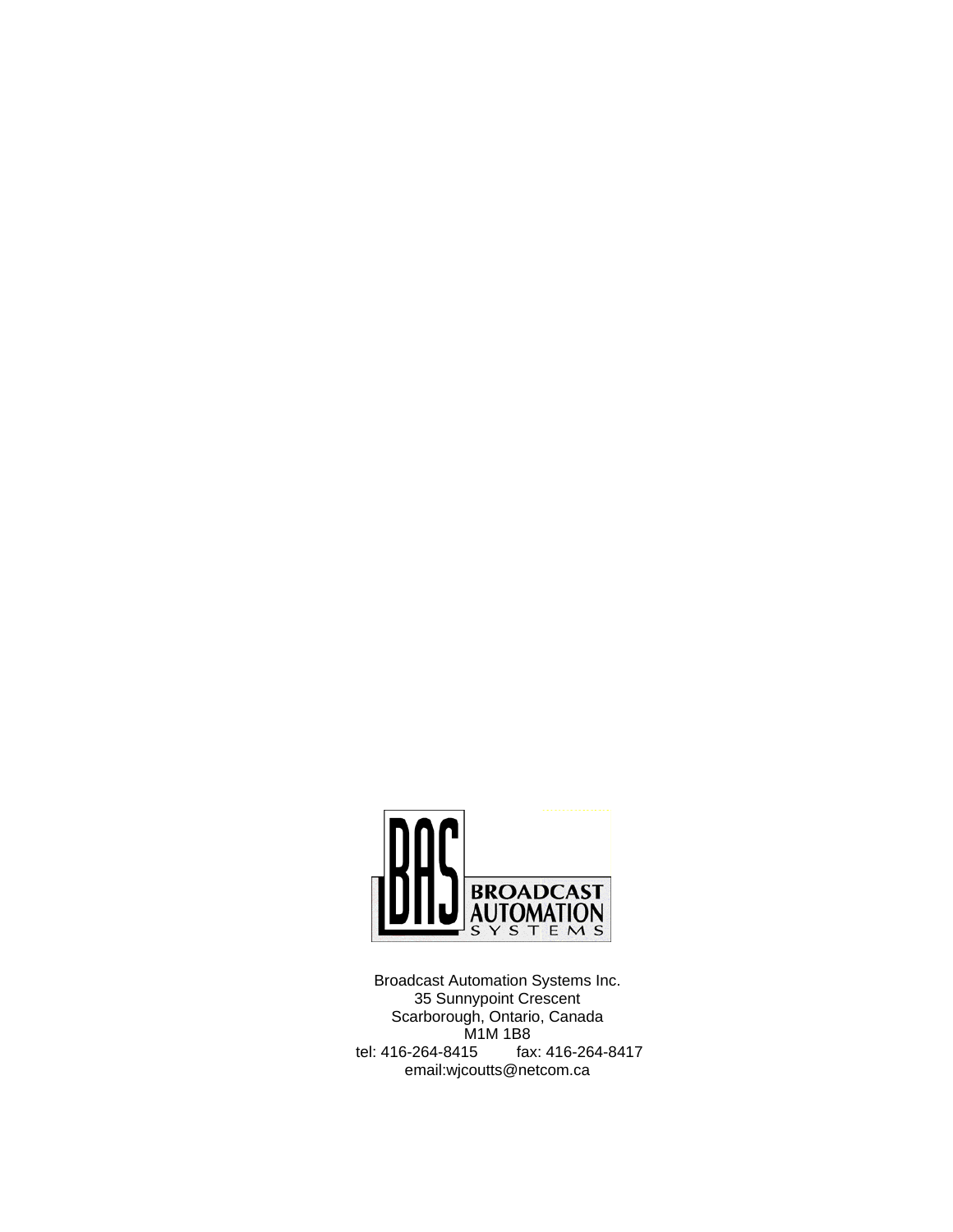BAS BROADCAST AUTOMATION SYSTEMS

Broadcast Automation Systems Inc.
35 Sunnypoint Crescent
Scarborough, Ontario, Canada
M1M 1B8
tel: 416-264-8415 fax: 416-264-8417
email:wjcoutts@netcom.ca